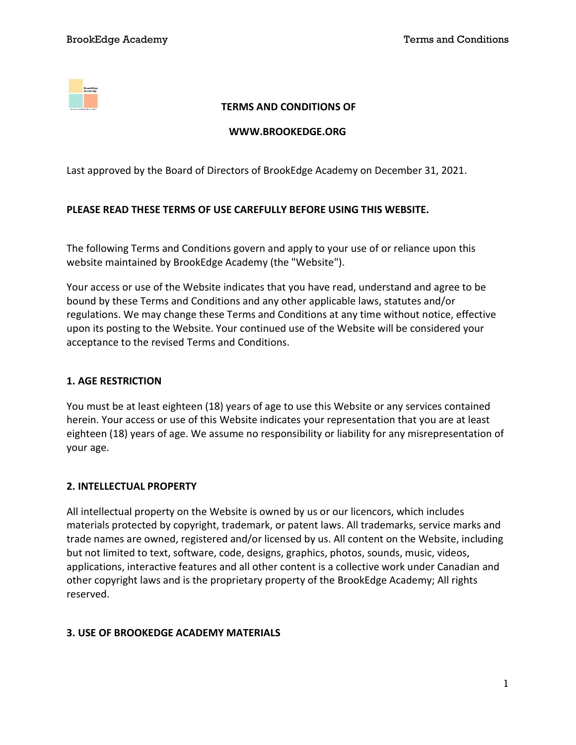**TERMS AND CONDITIONS OF**

**WWW.BROOKEDGE.ORG**

Last approved by the Board of Directors of BrookEdge Academy on December 31, 2021.

**PLEASE READ THESE TERMS OF USE CAREFULLY BEFORE USING THIS WEBSITE.**

The following Terms and Conditions govern and apply to your use of or reliance upon this website maintained by BrookEdge Academy (the "Website").

Your access or use of the Website indicates that you have read, understand and agree to be bound by these Terms and Conditions and any other applicable laws, statutes and/or regulations. We may change these Terms and Conditions at any time without notice, effective upon its posting to the Website. Your continued use of the Website will be considered your acceptance to the revised Terms and Conditions.

## 1. AGE RESTRICTION

You must be at least eighteen (18) years of age to use this Website or any services contained herein. Your access or use of this Website indicates your representation that you are at least eighteen (18) years of age. We assume no responsibility or liability for any misrepresentation of your age.

## 2. INTELLECTUAL PROPERTY

All intellectual property on the Website is owned by us or our licencors, which includes materials protected by copyright, trademark, or patent laws. All trademarks, service marks and trade names are owned, registered and/or licensed by us. All content on the Website, including but not limited to text, software, code, designs, graphics, photos, sounds, music, videos, applications, interactive features and all other content is a collective work under Canadian and other copyright laws and is the proprietary property of the BrookEdge Academy; All rights reserved.

## 3. USE OF BROOKEDGE ACADEMY MATERIALS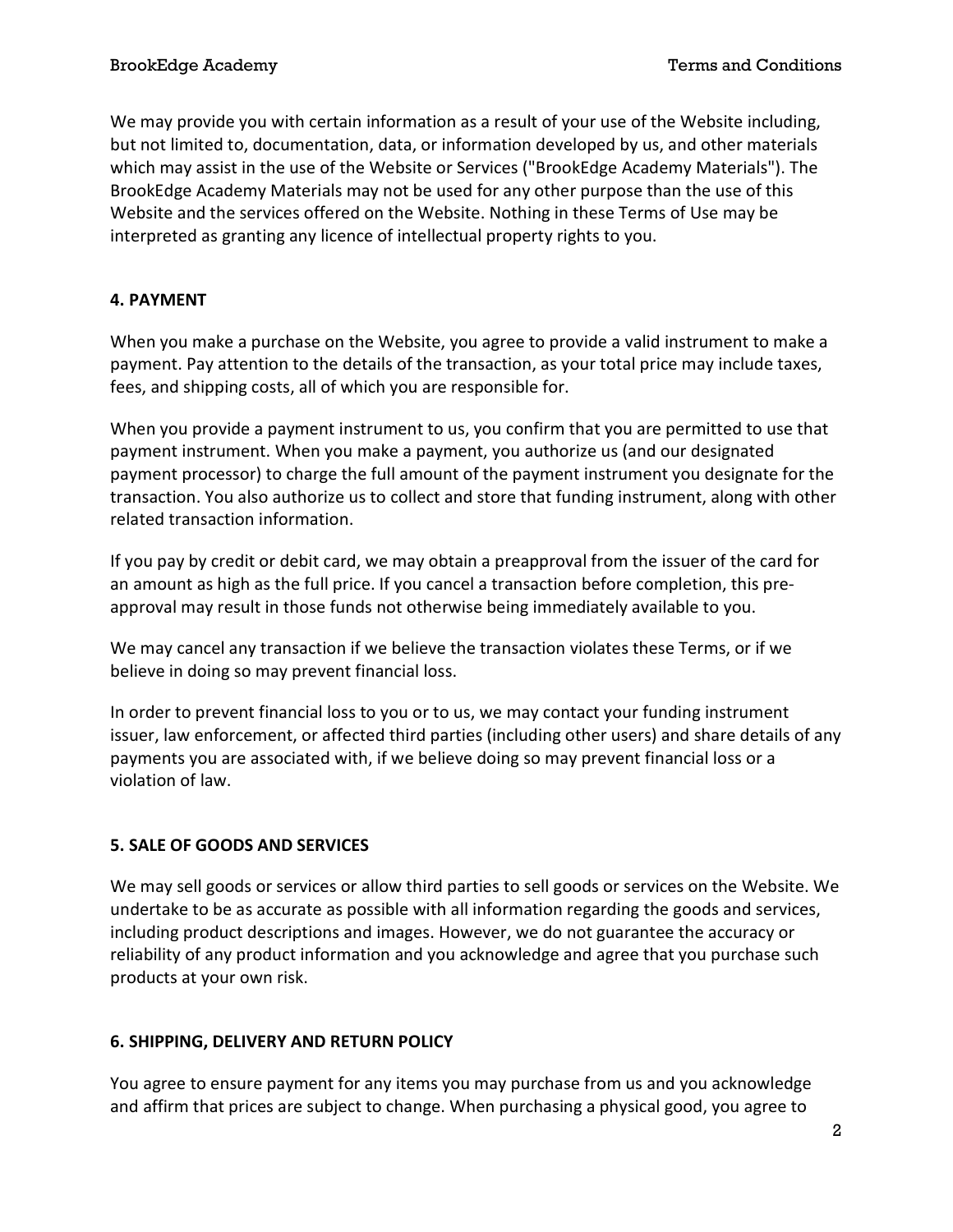We may provide you with certain information as a result of your use of the Website including, but not limited to, documentation, data, or information developed by us, and other materials which may assist in the use of the Website or Services ("BrookEdge Academy Materials"). The BrookEdge Academy Materials may not be used for any other purpose than the use of this Website and the services offered on the Website. Nothing in these Terms of Use may be interpreted as granting any licence of intellectual property rights to you.

## 4. PAYMENT

When you make a purchase on the Website, you agree to provide a valid instrument to make a payment. Pay attention to the details of the transaction, as your total price may include taxes, fees, and shipping costs, all of which you are responsible for.

When you provide a payment instrument to us, you confirm that you are permitted to use that payment instrument. When you make a payment, you authorize us (and our designated payment processor) to charge the full amount of the payment instrument you designate for the transaction. You also authorize us to collect and store that funding instrument, along with other related transaction information.

If you pay by credit or debit card, we may obtain a preapproval from the issuer of the card for an amount as high as the full price. If you cancel a transaction before completion, this pre-approval may result in those funds not otherwise being immediately available to you.

We may cancel any transaction if we believe the transaction violates these Terms, or if we believe in doing so may prevent financial loss.

In order to prevent financial loss to you or to us, we may contact your funding instrument issuer, law enforcement, or affected third parties (including other users) and share details of any payments you are associated with, if we believe doing so may prevent financial loss or a violation of law.

## 5. SALE OF GOODS AND SERVICES

We may sell goods or services or allow third parties to sell goods or services on the Website. We undertake to be as accurate as possible with all information regarding the goods and services, including product descriptions and images. However, we do not guarantee the accuracy or reliability of any product information and you acknowledge and agree that you purchase such products at your own risk.

## 6. SHIPPING, DELIVERY AND RETURN POLICY

You agree to ensure payment for any items you may purchase from us and you acknowledge and affirm that prices are subject to change. When purchasing a physical good, you agree to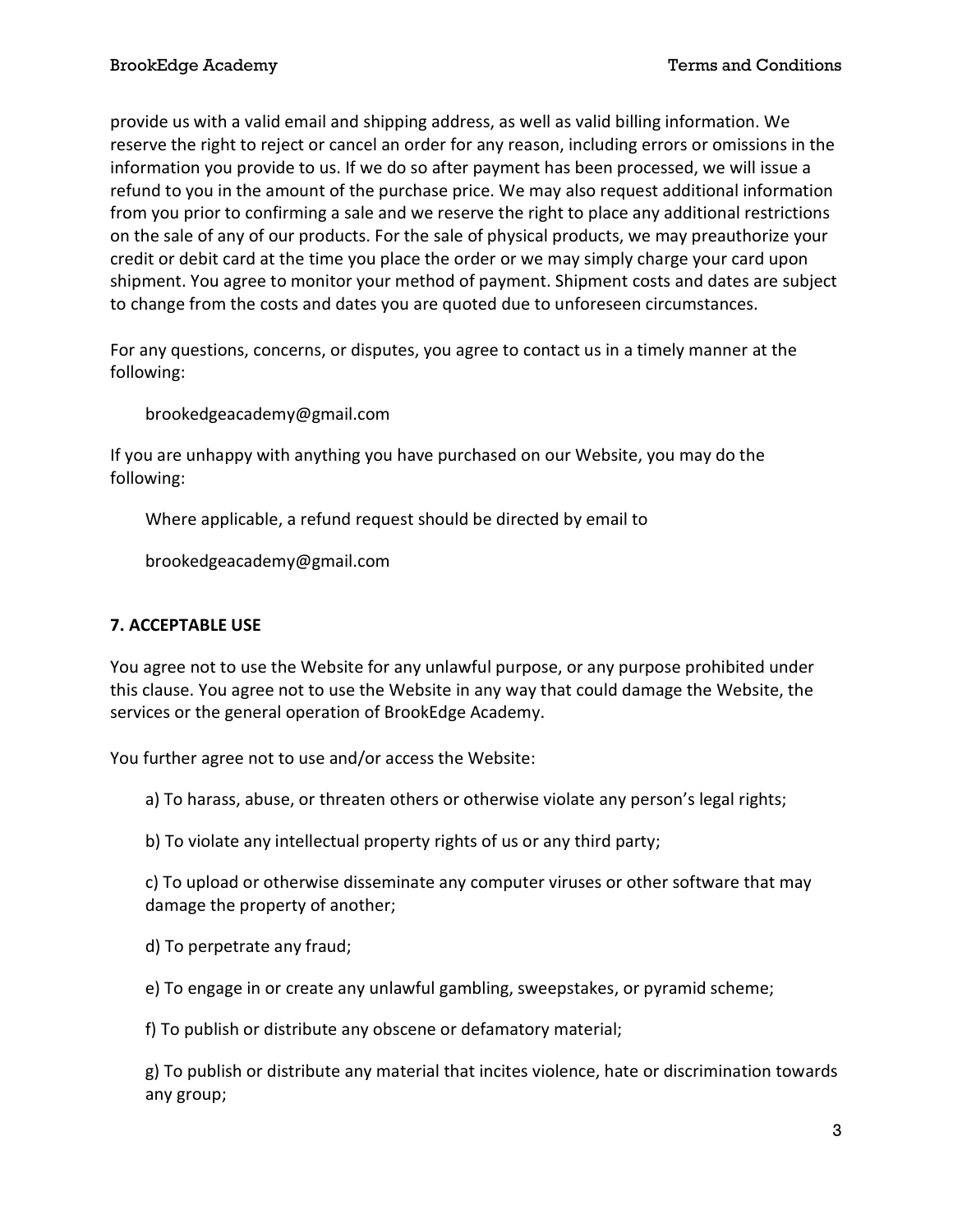provide us with a valid email and shipping address, as well as valid billing information. We reserve the right to reject or cancel an order for any reason, including errors or omissions in the information you provide to us. If we do so after payment has been processed, we will issue a refund to you in the amount of the purchase price. We may also request additional information from you prior to confirming a sale and we reserve the right to place any additional restrictions on the sale of any of our products. For the sale of physical products, we may preauthorize your credit or debit card at the time you place the order or we may simply charge your card upon shipment. You agree to monitor your method of payment. Shipment costs and dates are subject to change from the costs and dates you are quoted due to unforeseen circumstances.

For any questions, concerns, or disputes, you agree to contact us in a timely manner at the following:

> brookedgeacademy@gmail.com

If you are unhappy with anything you have purchased on our Website, you may do the following:

> Where applicable, a refund request should be directed by email to
>
> brookedgeacademy@gmail.com

### 7. ACCEPTABLE USE

You agree not to use the Website for any unlawful purpose, or any purpose prohibited under this clause. You agree not to use the Website in any way that could damage the Website, the services or the general operation of BrookEdge Academy.

You further agree not to use and/or access the Website:

a) To harass, abuse, or threaten others or otherwise violate any person's legal rights;

b) To violate any intellectual property rights of us or any third party;

c) To upload or otherwise disseminate any computer viruses or other software that may damage the property of another;

d) To perpetrate any fraud;

e) To engage in or create any unlawful gambling, sweepstakes, or pyramid scheme;

f) To publish or distribute any obscene or defamatory material;

g) To publish or distribute any material that incites violence, hate or discrimination towards any group;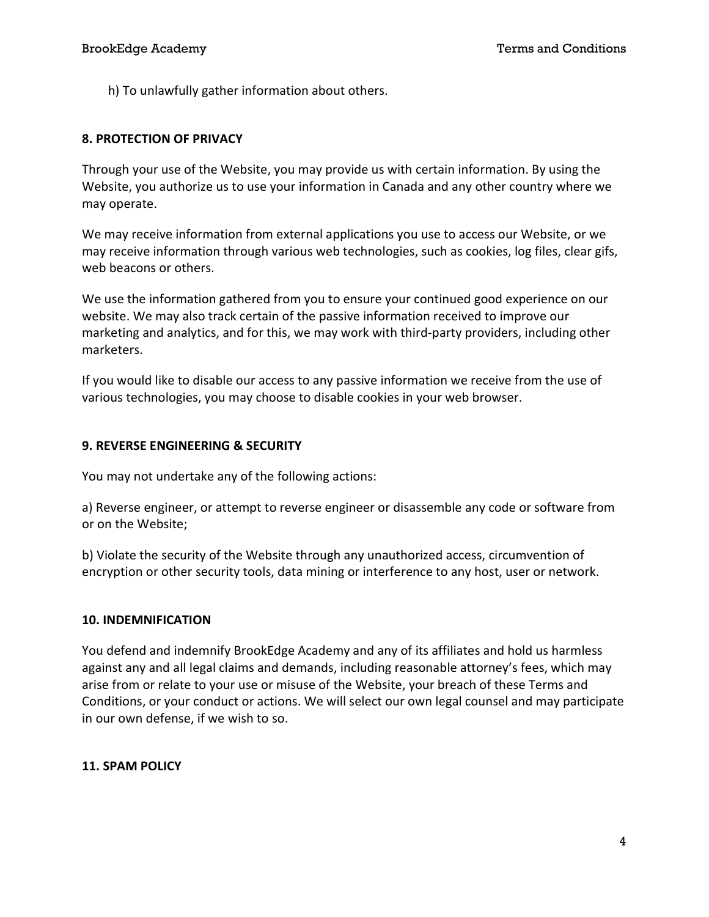h) To unlawfully gather information about others.

**8. PROTECTION OF PRIVACY**

Through your use of the Website, you may provide us with certain information. By using the Website, you authorize us to use your information in Canada and any other country where we may operate.

We may receive information from external applications you use to access our Website, or we may receive information through various web technologies, such as cookies, log files, clear gifs, web beacons or others.

We use the information gathered from you to ensure your continued good experience on our website. We may also track certain of the passive information received to improve our marketing and analytics, and for this, we may work with third-party providers, including other marketers.

If you would like to disable our access to any passive information we receive from the use of various technologies, you may choose to disable cookies in your web browser.

**9. REVERSE ENGINEERING & SECURITY**

You may not undertake any of the following actions:

a) Reverse engineer, or attempt to reverse engineer or disassemble any code or software from or on the Website;

b) Violate the security of the Website through any unauthorized access, circumvention of encryption or other security tools, data mining or interference to any host, user or network.

**10. INDEMNIFICATION**

You defend and indemnify BrookEdge Academy and any of its affiliates and hold us harmless against any and all legal claims and demands, including reasonable attorney's fees, which may arise from or relate to your use or misuse of the Website, your breach of these Terms and Conditions, or your conduct or actions. We will select our own legal counsel and may participate in our own defense, if we wish to so.

**11. SPAM POLICY**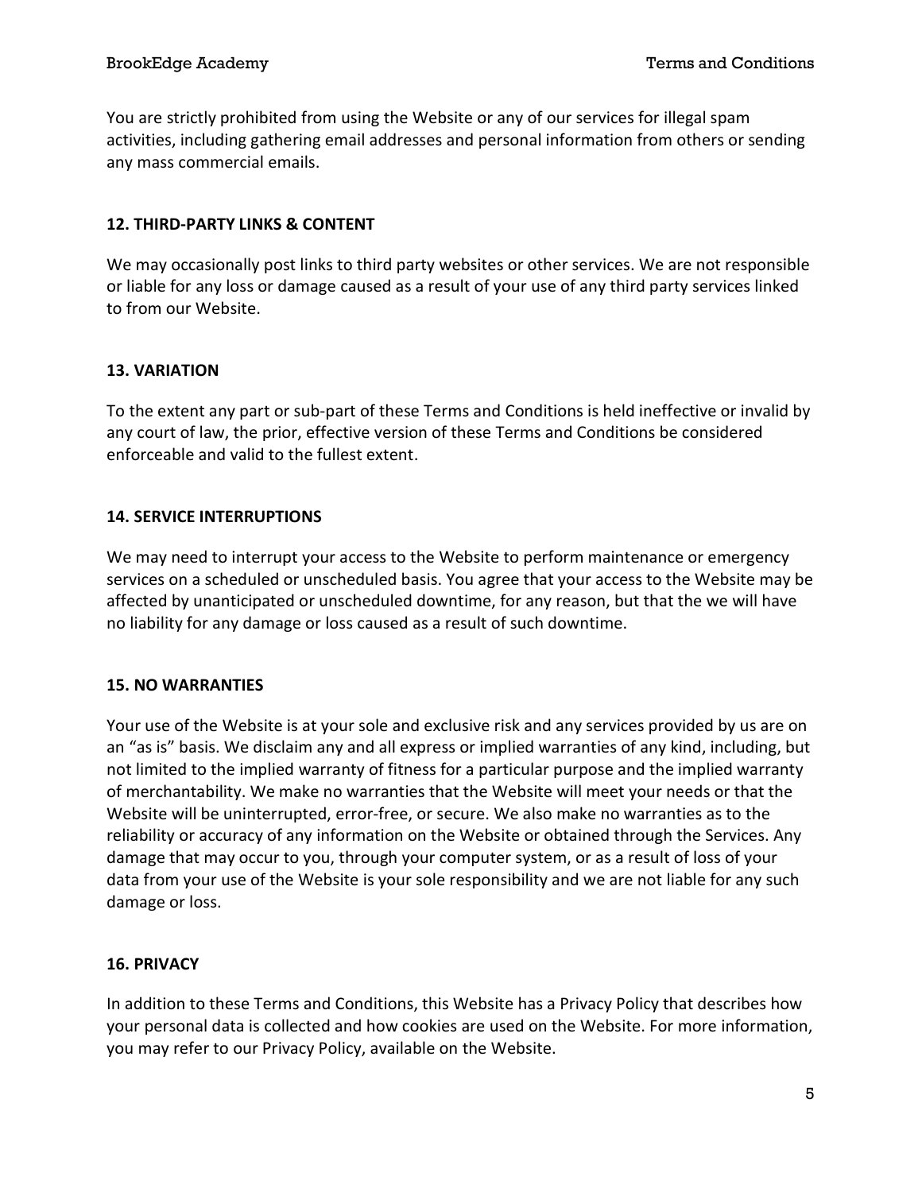You are strictly prohibited from using the Website or any of our services for illegal spam activities, including gathering email addresses and personal information from others or sending any mass commercial emails.

**12. THIRD-PARTY LINKS & CONTENT**

We may occasionally post links to third party websites or other services. We are not responsible or liable for any loss or damage caused as a result of your use of any third party services linked to from our Website.

**13. VARIATION**

To the extent any part or sub-part of these Terms and Conditions is held ineffective or invalid by any court of law, the prior, effective version of these Terms and Conditions be considered enforceable and valid to the fullest extent.

**14. SERVICE INTERRUPTIONS**

We may need to interrupt your access to the Website to perform maintenance or emergency services on a scheduled or unscheduled basis. You agree that your access to the Website may be affected by unanticipated or unscheduled downtime, for any reason, but that the we will have no liability for any damage or loss caused as a result of such downtime.

**15. NO WARRANTIES**

Your use of the Website is at your sole and exclusive risk and any services provided by us are on an "as is" basis. We disclaim any and all express or implied warranties of any kind, including, but not limited to the implied warranty of fitness for a particular purpose and the implied warranty of merchantability. We make no warranties that the Website will meet your needs or that the Website will be uninterrupted, error-free, or secure. We also make no warranties as to the reliability or accuracy of any information on the Website or obtained through the Services. Any damage that may occur to you, through your computer system, or as a result of loss of your data from your use of the Website is your sole responsibility and we are not liable for any such damage or loss.

**16. PRIVACY**

In addition to these Terms and Conditions, this Website has a Privacy Policy that describes how your personal data is collected and how cookies are used on the Website. For more information, you may refer to our Privacy Policy, available on the Website.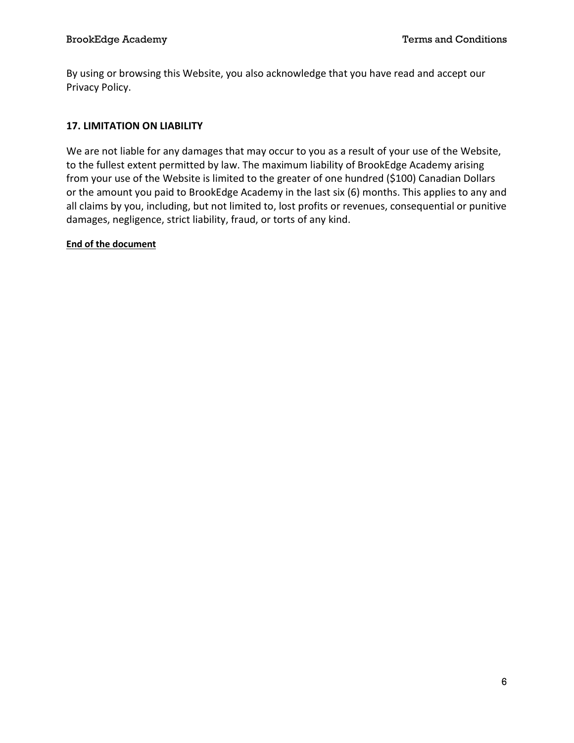By using or browsing this Website, you also acknowledge that you have read and accept our Privacy Policy.

## 17. LIMITATION ON LIABILITY

We are not liable for any damages that may occur to you as a result of your use of the Website, to the fullest extent permitted by law. The maximum liability of BrookEdge Academy arising from your use of the Website is limited to the greater of one hundred ($100) Canadian Dollars or the amount you paid to BrookEdge Academy in the last six (6) months. This applies to any and all claims by you, including, but not limited to, lost profits or revenues, consequential or punitive damages, negligence, strict liability, fraud, or torts of any kind.

**End of the document**